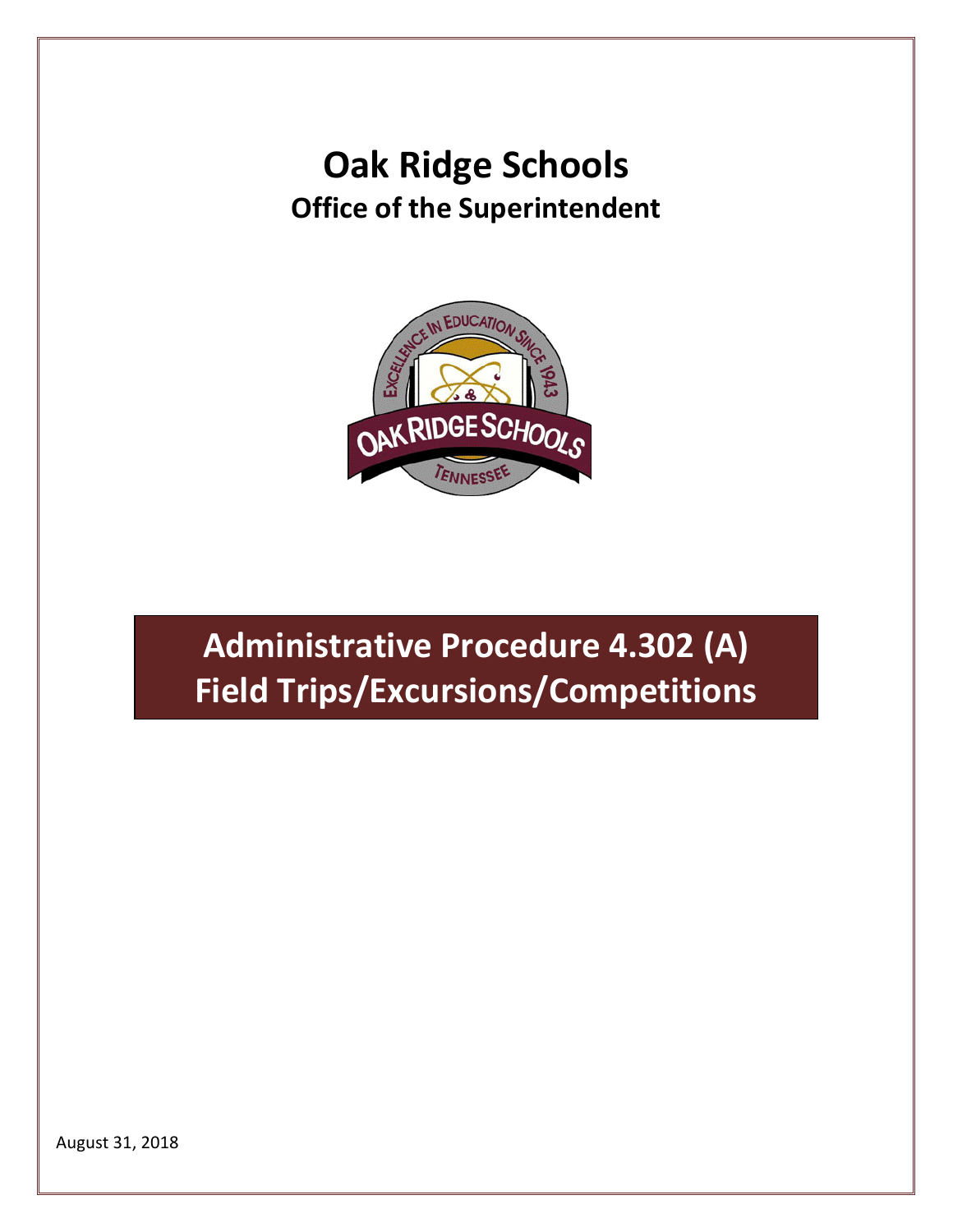# Oak Ridge Schools

## Office of the Superintendent

# Administrative Procedure 4.302 (A)
# Field Trips/Excursions/Competitions

August 31, 2018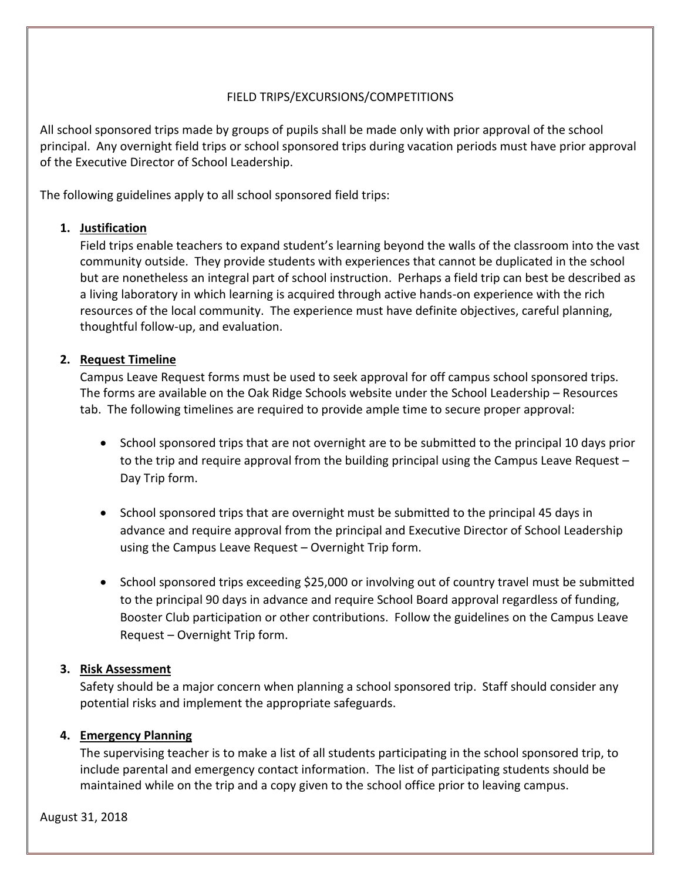# FIELD TRIPS/EXCURSIONS/COMPETITIONS

All school sponsored trips made by groups of pupils shall be made only with prior approval of the school principal. Any overnight field trips or school sponsored trips during vacation periods must have prior approval of the Executive Director of School Leadership.

The following guidelines apply to all school sponsored field trips:

1. **Justification**

   Field trips enable teachers to expand student's learning beyond the walls of the classroom into the vast community outside. They provide students with experiences that cannot be duplicated in the school but are nonetheless an integral part of school instruction. Perhaps a field trip can best be described as a living laboratory in which learning is acquired through active hands-on experience with the rich resources of the local community. The experience must have definite objectives, careful planning, thoughtful follow-up, and evaluation.

2. **Request Timeline**

   Campus Leave Request forms must be used to seek approval for off campus school sponsored trips. The forms are available on the Oak Ridge Schools website under the School Leadership – Resources tab. The following timelines are required to provide ample time to secure proper approval:

   - School sponsored trips that are not overnight are to be submitted to the principal 10 days prior to the trip and require approval from the building principal using the Campus Leave Request – Day Trip form.

   - School sponsored trips that are overnight must be submitted to the principal 45 days in advance and require approval from the principal and Executive Director of School Leadership using the Campus Leave Request – Overnight Trip form.

   - School sponsored trips exceeding $25,000 or involving out of country travel must be submitted to the principal 90 days in advance and require School Board approval regardless of funding, Booster Club participation or other contributions. Follow the guidelines on the Campus Leave Request – Overnight Trip form.

3. **Risk Assessment**

   Safety should be a major concern when planning a school sponsored trip. Staff should consider any potential risks and implement the appropriate safeguards.

4. **Emergency Planning**

   The supervising teacher is to make a list of all students participating in the school sponsored trip, to include parental and emergency contact information. The list of participating students should be maintained while on the trip and a copy given to the school office prior to leaving campus.

August 31, 2018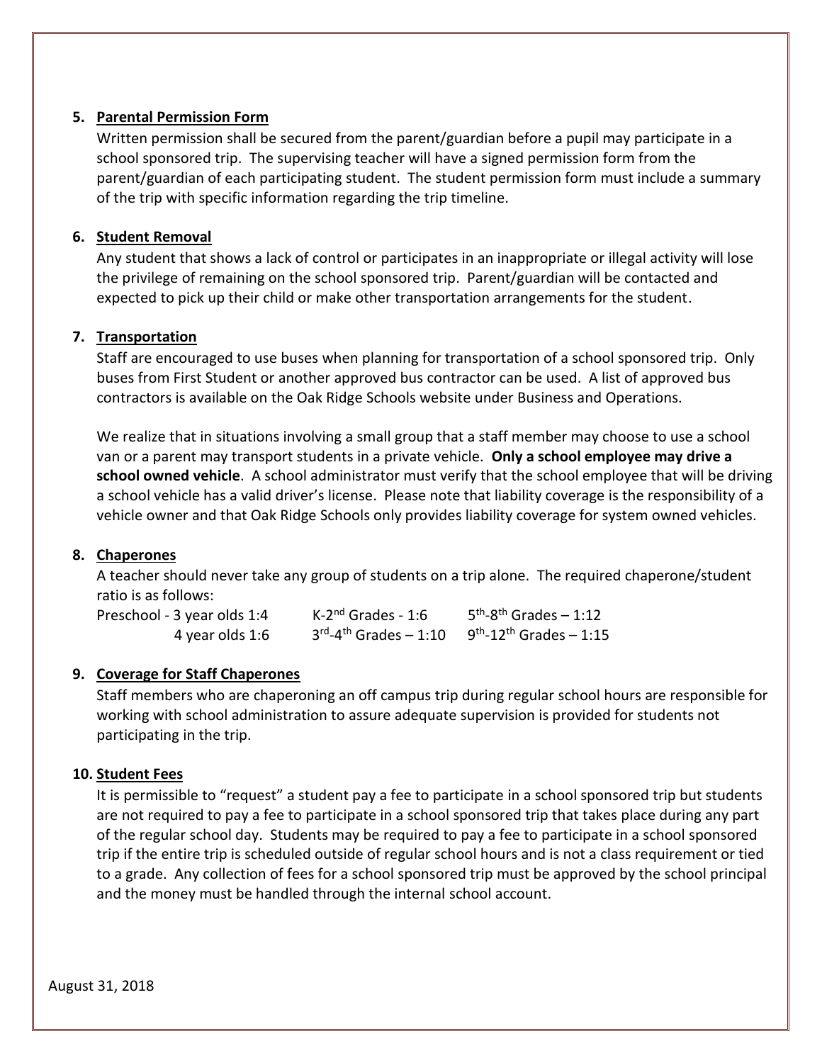5. **Parental Permission Form**

   Written permission shall be secured from the parent/guardian before a pupil may participate in a school sponsored trip. The supervising teacher will have a signed permission form from the parent/guardian of each participating student. The student permission form must include a summary of the trip with specific information regarding the trip timeline.

6. **Student Removal**

   Any student that shows a lack of control or participates in an inappropriate or illegal activity will lose the privilege of remaining on the school sponsored trip. Parent/guardian will be contacted and expected to pick up their child or make other transportation arrangements for the student.

7. **Transportation**

   Staff are encouraged to use buses when planning for transportation of a school sponsored trip. Only buses from First Student or another approved bus contractor can be used. A list of approved bus contractors is available on the Oak Ridge Schools website under Business and Operations.

   We realize that in situations involving a small group that a staff member may choose to use a school van or a parent may transport students in a private vehicle. **Only a school employee may drive a school owned vehicle**. A school administrator must verify that the school employee that will be driving a school vehicle has a valid driver's license. Please note that liability coverage is the responsibility of a vehicle owner and that Oak Ridge Schools only provides liability coverage for system owned vehicles.

8. **Chaperones**

   A teacher should never take any group of students on a trip alone. The required chaperone/student ratio is as follows:

   | | | |
   |---|---|---|
   | Preschool - 3 year olds 1:4 | K-2nd Grades - 1:6 | 5th-8th Grades – 1:12 |
   | 4 year olds 1:6 | 3rd-4th Grades – 1:10 | 9th-12th Grades – 1:15 |

9. **Coverage for Staff Chaperones**

   Staff members who are chaperoning an off campus trip during regular school hours are responsible for working with school administration to assure adequate supervision is provided for students not participating in the trip.

10. **Student Fees**

    It is permissible to "request" a student pay a fee to participate in a school sponsored trip but students are not required to pay a fee to participate in a school sponsored trip that takes place during any part of the regular school day. Students may be required to pay a fee to participate in a school sponsored trip if the entire trip is scheduled outside of regular school hours and is not a class requirement or tied to a grade. Any collection of fees for a school sponsored trip must be approved by the school principal and the money must be handled through the internal school account.

August 31, 2018